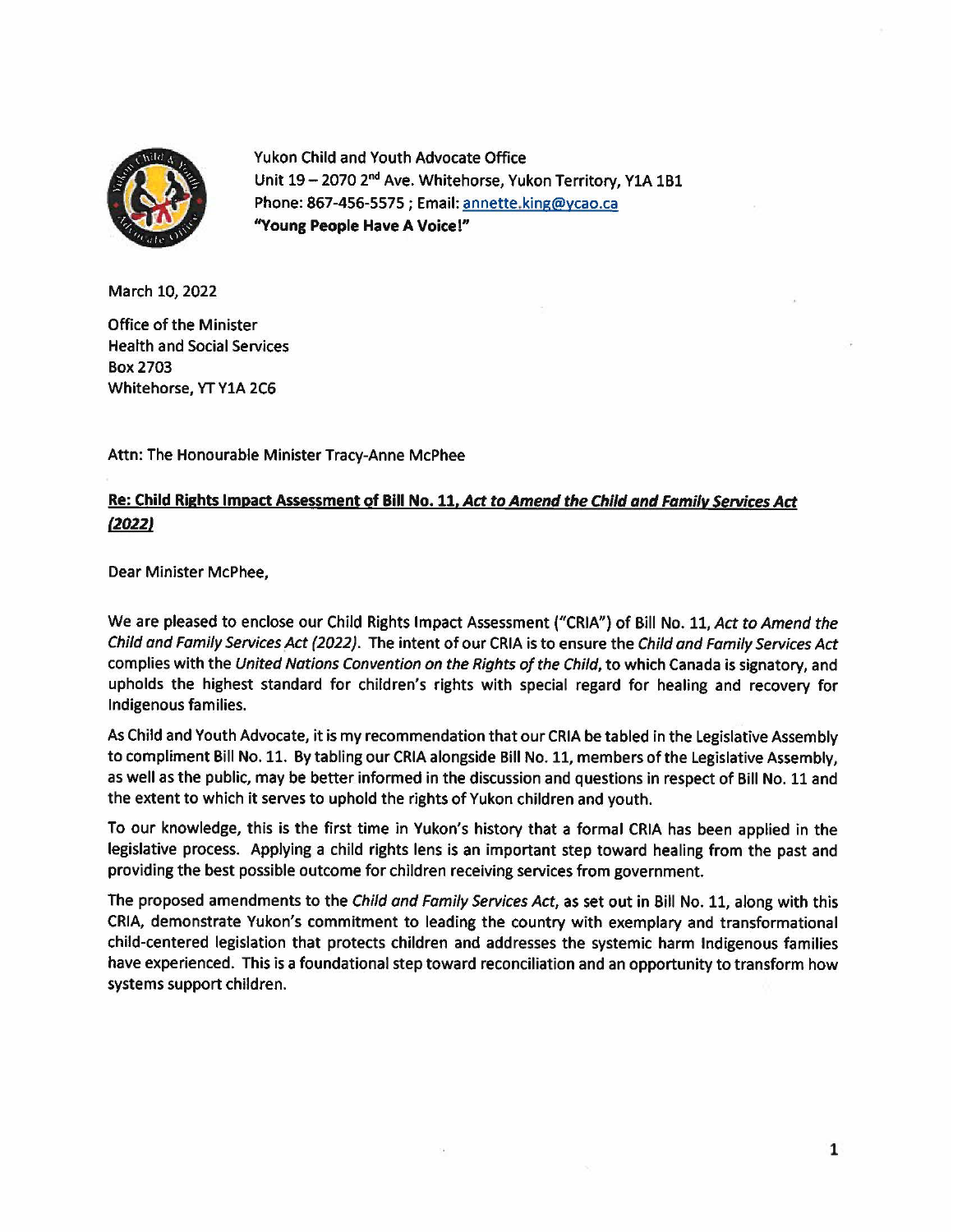Yukon Child and Youth Advocate Office
Unit 19 – 2070 2nd Ave. Whitehorse, Yukon Territory, Y1A 1B1
Phone: 867-456-5575 ; Email: annette.king@ycao.ca
**"Young People Have A Voice!"**

March 10, 2022

Office of the Minister
Health and Social Services
Box 2703
Whitehorse, YT Y1A 2C6

Attn: The Honourable Minister Tracy-Anne McPhee

**Re: Child Rights Impact Assessment of Bill No. 11, *Act to Amend the Child and Family Services Act (2022)***

Dear Minister McPhee,

We are pleased to enclose our Child Rights Impact Assessment ("CRIA") of Bill No. 11, *Act to Amend the Child and Family Services Act (2022)*. The intent of our CRIA is to ensure the *Child and Family Services Act* complies with the *United Nations Convention on the Rights of the Child*, to which Canada is signatory, and upholds the highest standard for children's rights with special regard for healing and recovery for Indigenous families.

As Child and Youth Advocate, it is my recommendation that our CRIA be tabled in the Legislative Assembly to compliment Bill No. 11. By tabling our CRIA alongside Bill No. 11, members of the Legislative Assembly, as well as the public, may be better informed in the discussion and questions in respect of Bill No. 11 and the extent to which it serves to uphold the rights of Yukon children and youth.

To our knowledge, this is the first time in Yukon's history that a formal CRIA has been applied in the legislative process. Applying a child rights lens is an important step toward healing from the past and providing the best possible outcome for children receiving services from government.

The proposed amendments to the *Child and Family Services Act*, as set out in Bill No. 11, along with this CRIA, demonstrate Yukon's commitment to leading the country with exemplary and transformational child-centered legislation that protects children and addresses the systemic harm Indigenous families have experienced. This is a foundational step toward reconciliation and an opportunity to transform how systems support children.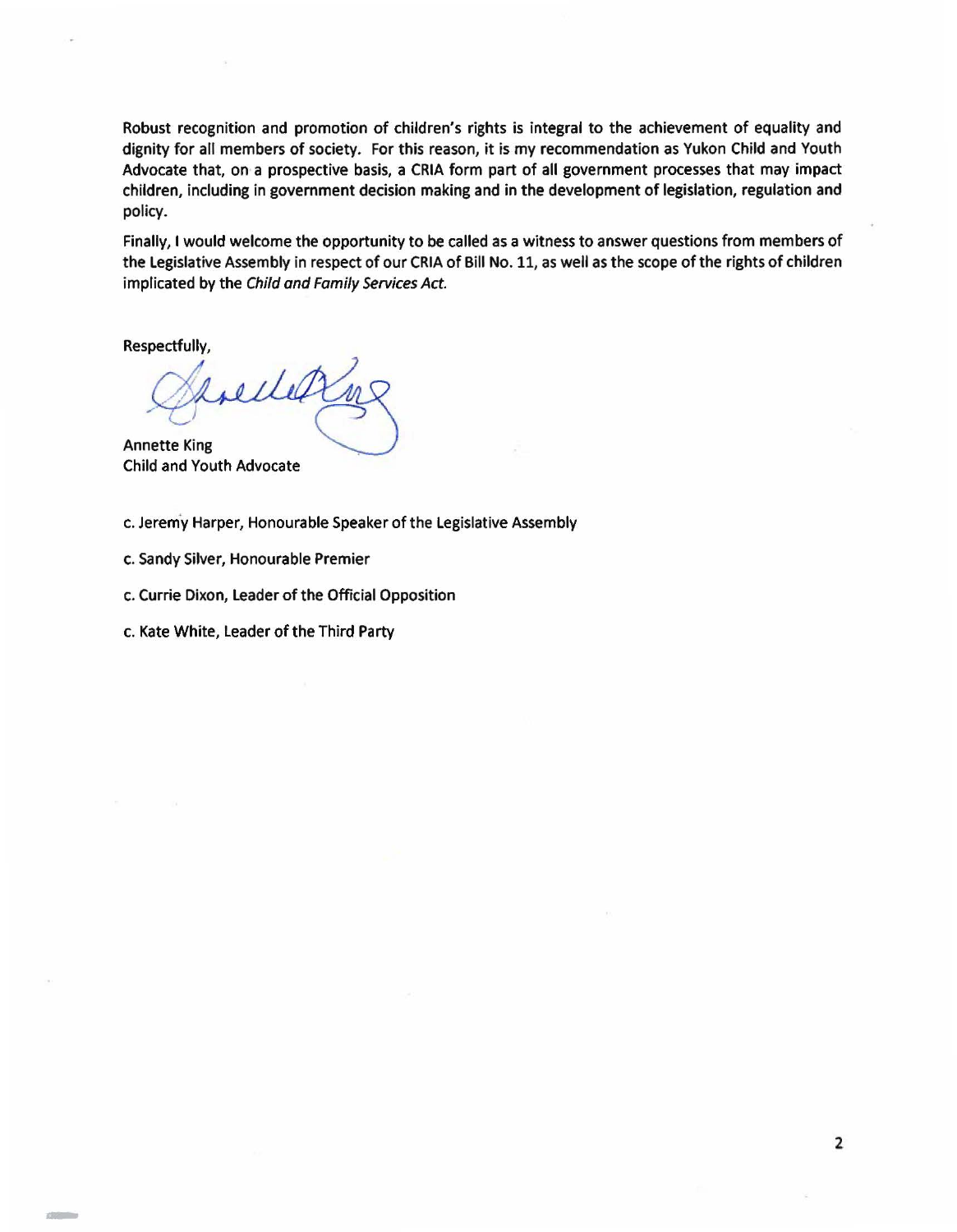Robust recognition and promotion of children's rights is integral to the achievement of equality and dignity for all members of society. For this reason, it is my recommendation as Yukon Child and Youth Advocate that, on a prospective basis, a CRIA form part of all government processes that may impact children, including in government decision making and in the development of legislation, regulation and policy.

Finally, I would welcome the opportunity to be called as a witness to answer questions from members of the Legislative Assembly in respect of our CRIA of Bill No. 11, as well as the scope of the rights of children implicated by the *Child and Family Services Act.*

Respectfully,

Annette King
Child and Youth Advocate

c. Jeremy Harper, Honourable Speaker of the Legislative Assembly

c. Sandy Silver, Honourable Premier

c. Currie Dixon, Leader of the Official Opposition

c. Kate White, Leader of the Third Party